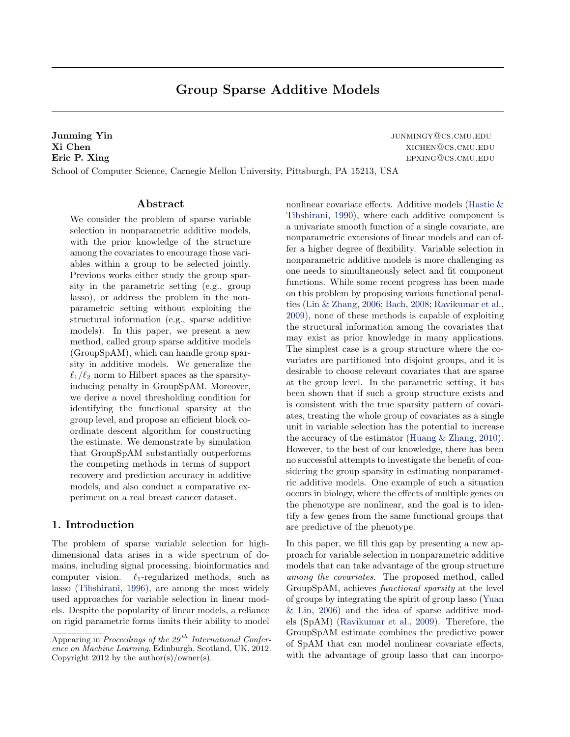# Group Sparse Additive Models

**Junming Yin** junmingy@cs.cmu.edu
**Xi Chen** xichen@cs.cmu.edu
**Eric P. Xing** epxing@cs.cmu.edu
School of Computer Science, Carnegie Mellon University, Pittsburgh, PA 15213, USA

## Abstract

We consider the problem of sparse variable selection in nonparametric additive models, with the prior knowledge of the structure among the covariates to encourage those variables within a group to be selected jointly. Previous works either study the group sparsity in the parametric setting (e.g., group lasso), or address the problem in the nonparametric setting without exploiting the structural information (e.g., sparse additive models). In this paper, we present a new method, called group sparse additive models (GroupSpAM), which can handle group sparsity in additive models. We generalize the $\ell_1/\ell_2$ norm to Hilbert spaces as the sparsity-inducing penalty in GroupSpAM. Moreover, we derive a novel thresholding condition for identifying the functional sparsity at the group level, and propose an efficient block coordinate descent algorithm for constructing the estimate. We demonstrate by simulation that GroupSpAM substantially outperforms the competing methods in terms of support recovery and prediction accuracy in additive models, and also conduct a comparative experiment on a real breast cancer dataset.

## 1. Introduction

The problem of sparse variable selection for high-dimensional data arises in a wide spectrum of domains, including signal processing, bioinformatics and computer vision. $\ell_1$-regularized methods, such as lasso (Tibshirani, 1996), are among the most widely used approaches for variable selection in linear models. Despite the popularity of linear models, a reliance on rigid parametric forms limits their ability to model nonlinear covariate effects. Additive models (Hastie & Tibshirani, 1990), where each additive component is a univariate smooth function of a single covariate, are nonparametric extensions of linear models and can offer a higher degree of flexibility. Variable selection in nonparametric additive models is more challenging as one needs to simultaneously select and fit component functions. While some recent progress has been made on this problem by proposing various functional penalties (Lin & Zhang, 2006; Bach, 2008; Ravikumar et al., 2009), none of these methods is capable of exploiting the structural information among the covariates that may exist as prior knowledge in many applications. The simplest case is a group structure where the covariates are partitioned into disjoint groups, and it is desirable to choose relevant covariates that are sparse at the group level. In the parametric setting, it has been shown that if such a group structure exists and is consistent with the true sparsity pattern of covariates, treating the whole group of covariates as a single unit in variable selection has the potential to increase the accuracy of the estimator (Huang & Zhang, 2010). However, to the best of our knowledge, there has been no successful attempts to investigate the benefit of considering the group sparsity in estimating nonparametric additive models. One example of such a situation occurs in biology, where the effects of multiple genes on the phenotype are nonlinear, and the goal is to identify a few genes from the same functional groups that are predictive of the phenotype.

In this paper, we fill this gap by presenting a new approach for variable selection in nonparametric additive models that can take advantage of the group structure *among the covariates*. The proposed method, called GroupSpAM, achieves *functional sparsity* at the level of groups by integrating the spirit of group lasso (Yuan & Lin, 2006) and the idea of sparse additive models (SpAM) (Ravikumar et al., 2009). Therefore, the GroupSpAM estimate combines the predictive power of SpAM that can model nonlinear covariate effects, with the advantage of group lasso that can incorpo-

Appearing in *Proceedings of the 29$^{th}$ International Conference on Machine Learning*, Edinburgh, Scotland, UK, 2012. Copyright 2012 by the author(s)/owner(s).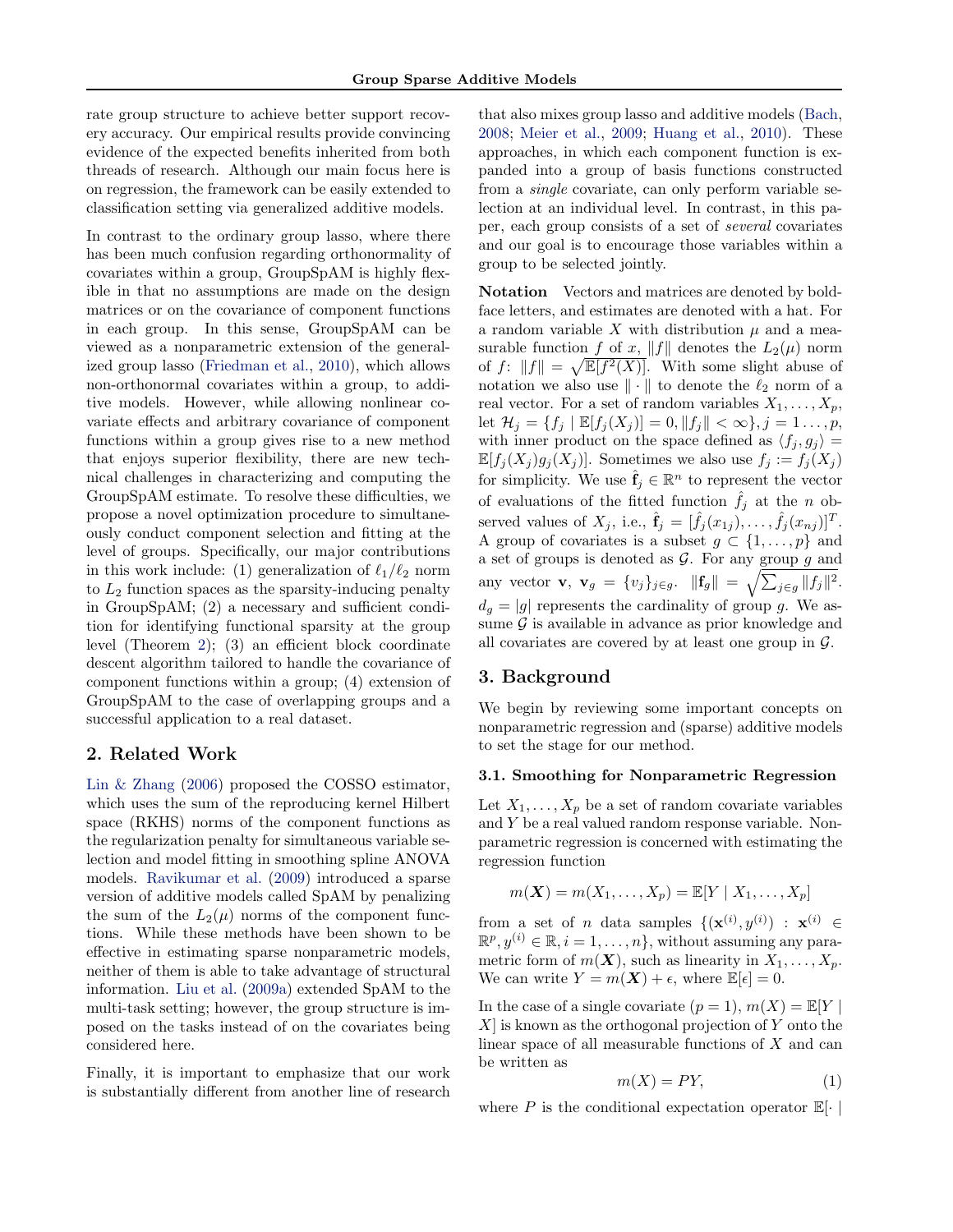rate group structure to achieve better support recovery accuracy. Our empirical results provide convincing evidence of the expected benefits inherited from both threads of research. Although our main focus here is on regression, the framework can be easily extended to classification setting via generalized additive models.

In contrast to the ordinary group lasso, where there has been much confusion regarding orthonormality of covariates within a group, GroupSpAM is highly flexible in that no assumptions are made on the design matrices or on the covariance of component functions in each group. In this sense, GroupSpAM can be viewed as a nonparametric extension of the generalized group lasso (Friedman et al., 2010), which allows non-orthonormal covariates within a group, to additive models. However, while allowing nonlinear covariate effects and arbitrary covariance of component functions within a group gives rise to a new method that enjoys superior flexibility, there are new technical challenges in characterizing and computing the GroupSpAM estimate. To resolve these difficulties, we propose a novel optimization procedure to simultaneously conduct component selection and fitting at the level of groups. Specifically, our major contributions in this work include: (1) generalization of $\ell_1/\ell_2$ norm to $L_2$ function spaces as the sparsity-inducing penalty in GroupSpAM; (2) a necessary and sufficient condition for identifying functional sparsity at the group level (Theorem 2); (3) an efficient block coordinate descent algorithm tailored to handle the covariance of component functions within a group; (4) extension of GroupSpAM to the case of overlapping groups and a successful application to a real dataset.

## 2. Related Work

Lin & Zhang (2006) proposed the COSSO estimator, which uses the sum of the reproducing kernel Hilbert space (RKHS) norms of the component functions as the regularization penalty for simultaneous variable selection and model fitting in smoothing spline ANOVA models. Ravikumar et al. (2009) introduced a sparse version of additive models called SpAM by penalizing the sum of the $L_2(\mu)$ norms of the component functions. While these methods have been shown to be effective in estimating sparse nonparametric models, neither of them is able to take advantage of structural information. Liu et al. (2009a) extended SpAM to the multi-task setting; however, the group structure is imposed on the tasks instead of on the covariates being considered here.

Finally, it is important to emphasize that our work is substantially different from another line of research that also mixes group lasso and additive models (Bach, 2008; Meier et al., 2009; Huang et al., 2010). These approaches, in which each component function is expanded into a group of basis functions constructed from a *single* covariate, can only perform variable selection at an individual level. In contrast, in this paper, each group consists of a set of *several* covariates and our goal is to encourage those variables within a group to be selected jointly.

**Notation** Vectors and matrices are denoted by boldface letters, and estimates are denoted with a hat. For a random variable $X$ with distribution $\mu$ and a measurable function $f$ of $x$, $\|f\|$ denotes the $L_2(\mu)$ norm of $f$: $\|f\| = \sqrt{\mathbb{E}[f^2(X)]}$. With some slight abuse of notation we also use $\|\cdot\|$ to denote the $\ell_2$ norm of a real vector. For a set of random variables $X_1, \ldots, X_p$, let $\mathcal{H}_j = \{f_j \mid \mathbb{E}[f_j(X_j)] = 0, \|f_j\| < \infty\}, j = 1 \ldots, p$, with inner product on the space defined as $\langle f_j, g_j \rangle = \mathbb{E}[f_j(X_j)g_j(X_j)]$. Sometimes we also use $f_j := f_j(X_j)$ for simplicity. We use $\hat{\mathbf{f}}_j \in \mathbb{R}^n$ to represent the vector of evaluations of the fitted function $\hat{f}_j$ at the $n$ observed values of $X_j$, i.e., $\hat{\mathbf{f}}_j = [\hat{f}_j(x_{1j}), \ldots, \hat{f}_j(x_{nj})]^T$. A group of covariates is a subset $g \subset \{1, \ldots, p\}$ and a set of groups is denoted as $\mathcal{G}$. For any group $g$ and any vector $\mathbf{v}$, $\mathbf{v}_g = \{v_j\}_{j \in g}$. $\|\mathbf{f}_g\| = \sqrt{\sum_{j \in g} \|f_j\|^2}$. $d_g = |g|$ represents the cardinality of group $g$. We assume $\mathcal{G}$ is available in advance as prior knowledge and all covariates are covered by at least one group in $\mathcal{G}$.

## 3. Background

We begin by reviewing some important concepts on nonparametric regression and (sparse) additive models to set the stage for our method.

### 3.1. Smoothing for Nonparametric Regression

Let $X_1, \ldots, X_p$ be a set of random covariate variables and $Y$ be a real valued random response variable. Nonparametric regression is concerned with estimating the regression function

$$m(\boldsymbol{X}) = m(X_1, \ldots, X_p) = \mathbb{E}[Y \mid X_1, \ldots, X_p]$$

from a set of $n$ data samples $\{(\mathbf{x}^{(i)}, y^{(i)}) : \mathbf{x}^{(i)} \in \mathbb{R}^p, y^{(i)} \in \mathbb{R}, i = 1, \ldots, n\}$, without assuming any parametric form of $m(\boldsymbol{X})$, such as linearity in $X_1, \ldots, X_p$. We can write $Y = m(\boldsymbol{X}) + \epsilon$, where $\mathbb{E}[\epsilon] = 0$.

In the case of a single covariate ($p = 1$), $m(X) = \mathbb{E}[Y \mid X]$ is known as the orthogonal projection of $Y$ onto the linear space of all measurable functions of $X$ and can be written as

$$m(X) = PY, \tag{1}$$

where $P$ is the conditional expectation operator $\mathbb{E}[\cdot \mid$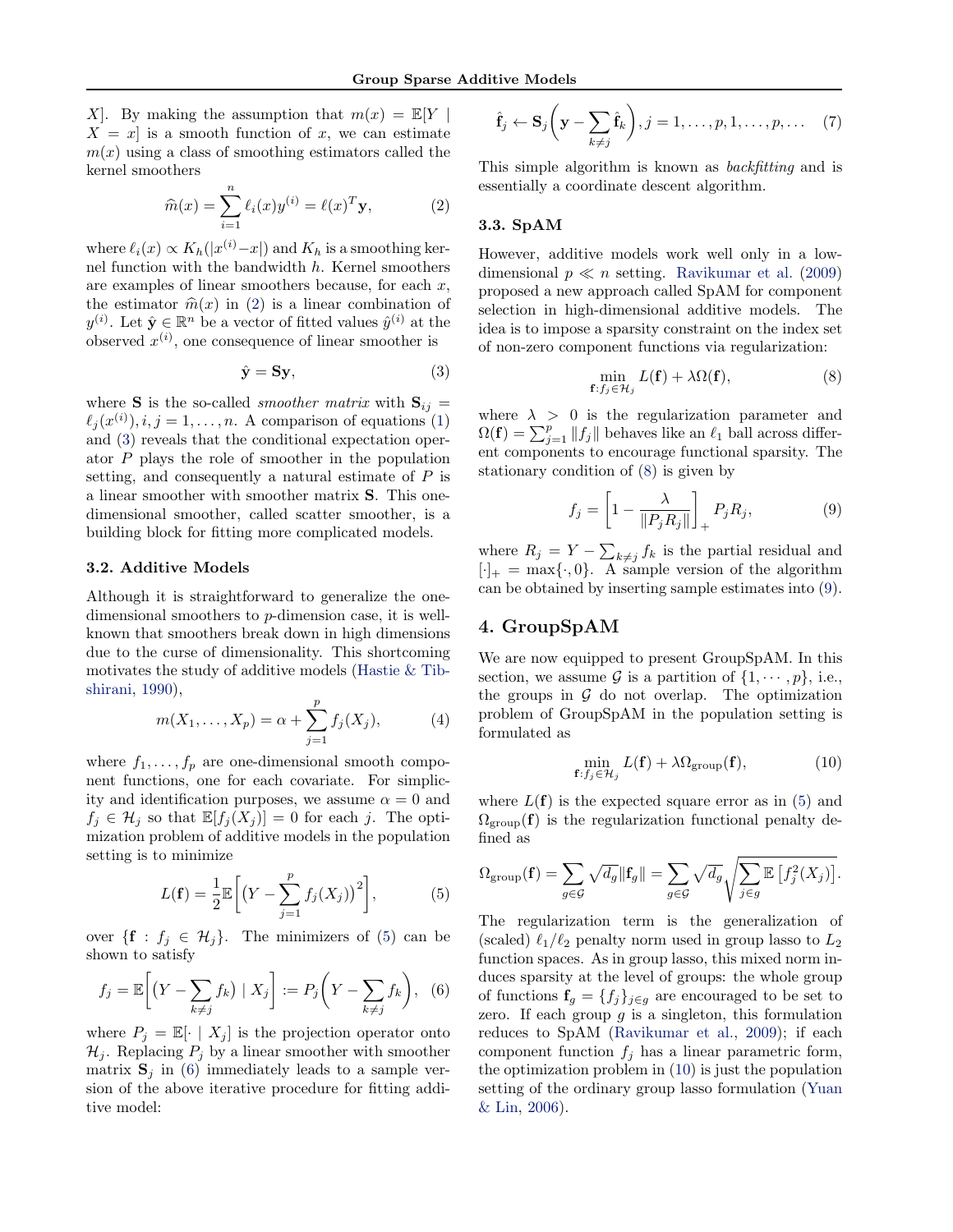$X$]. By making the assumption that $m(x) = \mathbb{E}[Y \mid X = x]$ is a smooth function of $x$, we can estimate $m(x)$ using a class of smoothing estimators called the kernel smoothers

$$\widehat{m}(x) = \sum_{i=1}^{n} \ell_i(x) y^{(i)} = \ell(x)^T \mathbf{y}, \tag{2}$$

where $\ell_i(x) \propto K_h(|x^{(i)} - x|)$ and $K_h$ is a smoothing kernel function with the bandwidth $h$. Kernel smoothers are examples of linear smoothers because, for each $x$, the estimator $\widehat{m}(x)$ in (2) is a linear combination of $y^{(i)}$. Let $\hat{\mathbf{y}} \in \mathbb{R}^n$ be a vector of fitted values $\hat{y}^{(i)}$ at the observed $x^{(i)}$, one consequence of linear smoother is

$$\hat{\mathbf{y}} = \mathbf{S}\mathbf{y}, \tag{3}$$

where $\mathbf{S}$ is the so-called *smoother matrix* with $\mathbf{S}_{ij} = \ell_j(x^{(i)}), i, j = 1, \ldots, n$. A comparison of equations (1) and (3) reveals that the conditional expectation operator $P$ plays the role of smoother in the population setting, and consequently a natural estimate of $P$ is a linear smoother with smoother matrix $\mathbf{S}$. This one-dimensional smoother, called scatter smoother, is a building block for fitting more complicated models.

### 3.2. Additive Models

Although it is straightforward to generalize the one-dimensional smoothers to $p$-dimension case, it is well-known that smoothers break down in high dimensions due to the curse of dimensionality. This shortcoming motivates the study of additive models (Hastie & Tibshirani, 1990),

$$m(X_1, \ldots, X_p) = \alpha + \sum_{j=1}^{p} f_j(X_j), \tag{4}$$

where $f_1, \ldots, f_p$ are one-dimensional smooth component functions, one for each covariate. For simplicity and identification purposes, we assume $\alpha = 0$ and $f_j \in \mathcal{H}_j$ so that $\mathbb{E}[f_j(X_j)] = 0$ for each $j$. The optimization problem of additive models in the population setting is to minimize

$$L(\mathbf{f}) = \frac{1}{2}\mathbb{E}\bigg[\Big(Y - \sum_{j=1}^{p} f_j(X_j)\Big)^2\bigg], \tag{5}$$

over $\{\mathbf{f} : f_j \in \mathcal{H}_j\}$. The minimizers of (5) can be shown to satisfy

$$f_j = \mathbb{E}\bigg[\Big(Y - \sum_{k \neq j} f_k\Big) \mid X_j\bigg] := P_j\bigg(Y - \sum_{k \neq j} f_k\bigg), \tag{6}$$

where $P_j = \mathbb{E}[\cdot \mid X_j]$ is the projection operator onto $\mathcal{H}_j$. Replacing $P_j$ by a linear smoother with smoother matrix $\mathbf{S}_j$ in (6) immediately leads to a sample version of the above iterative procedure for fitting additive model:

$$\hat{\mathbf{f}}_j \leftarrow \mathbf{S}_j\bigg(\mathbf{y} - \sum_{k \neq j} \hat{\mathbf{f}}_k\bigg), j = 1, \ldots, p, 1, \ldots, p, \ldots \tag{7}$$

This simple algorithm is known as *backfitting* and is essentially a coordinate descent algorithm.

### 3.3. SpAM

However, additive models work well only in a low-dimensional $p \ll n$ setting. Ravikumar et al. (2009) proposed a new approach called SpAM for component selection in high-dimensional additive models. The idea is to impose a sparsity constraint on the index set of non-zero component functions via regularization:

$$\min_{\mathbf{f}: f_j \in \mathcal{H}_j} L(\mathbf{f}) + \lambda \Omega(\mathbf{f}), \tag{8}$$

where $\lambda > 0$ is the regularization parameter and $\Omega(\mathbf{f}) = \sum_{j=1}^{p} \|f_j\|$ behaves like an $\ell_1$ ball across different components to encourage functional sparsity. The stationary condition of (8) is given by

$$f_j = \left[1 - \frac{\lambda}{\|P_j R_j\|}\right]_+ P_j R_j, \tag{9}$$

where $R_j = Y - \sum_{k \neq j} f_k$ is the partial residual and $[\cdot]_+ = \max\{\cdot, 0\}$. A sample version of the algorithm can be obtained by inserting sample estimates into (9).

## 4. GroupSpAM

We are now equipped to present GroupSpAM. In this section, we assume $\mathcal{G}$ is a partition of $\{1, \cdots, p\}$, i.e., the groups in $\mathcal{G}$ do not overlap. The optimization problem of GroupSpAM in the population setting is formulated as

$$\min_{\mathbf{f}: f_j \in \mathcal{H}_j} L(\mathbf{f}) + \lambda \Omega_{\text{group}}(\mathbf{f}), \tag{10}$$

where $L(\mathbf{f})$ is the expected square error as in (5) and $\Omega_{\text{group}}(\mathbf{f})$ is the regularization functional penalty defined as

$$\Omega_{\text{group}}(\mathbf{f}) = \sum_{g \in \mathcal{G}} \sqrt{d_g} \|\mathbf{f}_g\| = \sum_{g \in \mathcal{G}} \sqrt{d_g} \sqrt{\sum_{j \in g} \mathbb{E}\left[f_j^2(X_j)\right]}.$$

The regularization term is the generalization of (scaled) $\ell_1/\ell_2$ penalty norm used in group lasso to $L_2$ function spaces. As in group lasso, this mixed norm induces sparsity at the level of groups: the whole group of functions $\mathbf{f}_g = \{f_j\}_{j \in g}$ are encouraged to be set to zero. If each group $g$ is a singleton, this formulation reduces to SpAM (Ravikumar et al., 2009); if each component function $f_j$ has a linear parametric form, the optimization problem in (10) is just the population setting of the ordinary group lasso formulation (Yuan & Lin, 2006).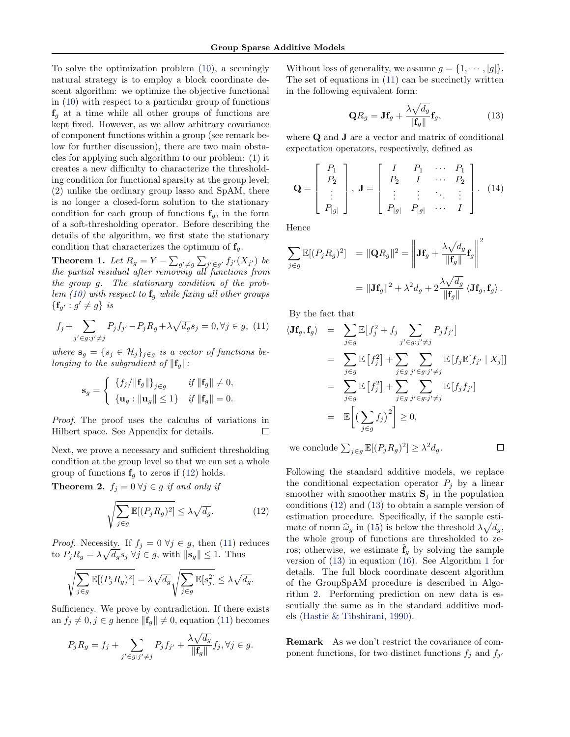To solve the optimization problem (10), a seemingly natural strategy is to employ a block coordinate descent algorithm: we optimize the objective functional in (10) with respect to a particular group of functions $\mathbf{f}_g$ at a time while all other groups of functions are kept fixed. However, as we allow arbitrary covariance of component functions within a group (see remark below for further discussion), there are two main obstacles for applying such algorithm to our problem: (1) it creates a new difficulty to characterize the thresholding condition for functional sparsity at the group level; (2) unlike the ordinary group lasso and SpAM, there is no longer a closed-form solution to the stationary condition for each group of functions $\mathbf{f}_g$, in the form of a soft-thresholding operator. Before describing the details of the algorithm, we first state the stationary condition that characterizes the optimum of $\mathbf{f}_g$.

**Theorem 1.** *Let $R_g = Y - \sum_{g' \neq g} \sum_{j' \in g'} f_{j'}(X_{j'})$ be the partial residual after removing all functions from the group $g$. The stationary condition of the problem (10) with respect to $\mathbf{f}_g$ while fixing all other groups $\{\mathbf{f}_{g'} : g' \neq g\}$ is*

$$f_j + \sum_{j' \in g : j' \neq j} P_j f_{j'} - P_j R_g + \lambda \sqrt{d_g} s_j = 0, \forall j \in g, \quad (11)$$

*where $\mathbf{s}_g = \{s_j \in \mathcal{H}_j\}_{j \in g}$ is a vector of functions belonging to the subgradient of $\|\mathbf{f}_g\|$:*

$$\mathbf{s}_g = \begin{cases} \{f_j / \|\mathbf{f}_g\|\}_{j \in g} & \text{if } \|\mathbf{f}_g\| \neq 0, \\ \{\mathbf{u}_g : \|\mathbf{u}_g\| \leq 1\} & \text{if } \|\mathbf{f}_g\| = 0. \end{cases}$$

*Proof.* The proof uses the calculus of variations in Hilbert space. See Appendix for details. □

Next, we prove a necessary and sufficient thresholding condition at the group level so that we can set a whole group of functions $\mathbf{f}_g$ to zeros if (12) holds.

**Theorem 2.** *$f_j = 0 \; \forall j \in g$ if and only if*

$$\sqrt{\sum_{j \in g} \mathbb{E}[(P_j R_g)^2]} \leq \lambda \sqrt{d_g}. \quad (12)$$

*Proof.* Necessity. If $f_j = 0 \; \forall j \in g$, then (11) reduces to $P_j R_g = \lambda \sqrt{d_g} s_j \; \forall j \in g$, with $\|\mathbf{s}_g\| \leq 1$. Thus

$$\sqrt{\sum_{j \in g} \mathbb{E}[(P_j R_g)^2]} = \lambda \sqrt{d_g} \sqrt{\sum_{j \in g} \mathbb{E}[s_j^2]} \leq \lambda \sqrt{d_g}.$$

Sufficiency. We prove by contradiction. If there exists an $f_j \neq 0, j \in g$ hence $\|\mathbf{f}_g\| \neq 0$, equation (11) becomes

$$P_j R_g = f_j + \sum_{j' \in g : j' \neq j} P_j f_{j'} + \frac{\lambda \sqrt{d_g}}{\|\mathbf{f}_g\|} f_j, \forall j \in g.$$

Without loss of generality, we assume $g = \{1, \cdots, |g|\}$. The set of equations in (11) can be succinctly written in the following equivalent form:

$$\mathbf{Q} R_g = \mathbf{J} \mathbf{f}_g + \frac{\lambda \sqrt{d_g}}{\|\mathbf{f}_g\|} \mathbf{f}_g, \quad (13)$$

where $\mathbf{Q}$ and $\mathbf{J}$ are a vector and matrix of conditional expectation operators, respectively, defined as

$$\mathbf{Q} = \begin{bmatrix} P_1 \\ P_2 \\ \vdots \\ P_{|g|} \end{bmatrix}, \; \mathbf{J} = \begin{bmatrix} I & P_1 & \cdots & P_1 \\ P_2 & I & \cdots & P_2 \\ \vdots & \vdots & \ddots & \vdots \\ P_{|g|} & P_{|g|} & \cdots & I \end{bmatrix}. \quad (14)$$

Hence

$$\begin{aligned} \sum_{j \in g} \mathbb{E}[(P_j R_g)^2] &= \|\mathbf{Q} R_g\|^2 = \left\| \mathbf{J} \mathbf{f}_g + \frac{\lambda \sqrt{d_g}}{\|\mathbf{f}_g\|} \mathbf{f}_g \right\|^2 \\ &= \|\mathbf{J} \mathbf{f}_g\|^2 + \lambda^2 d_g + 2 \frac{\lambda \sqrt{d_g}}{\|\mathbf{f}_g\|} \langle \mathbf{J} \mathbf{f}_g, \mathbf{f}_g \rangle . \end{aligned}$$

By the fact that

$$\begin{aligned} \langle \mathbf{J} \mathbf{f}_g, \mathbf{f}_g \rangle &= \sum_{j \in g} \mathbb{E}\big[f_j^2 + f_j \sum_{j' \in g : j' \neq j} P_j f_{j'}\big] \\ &= \sum_{j \in g} \mathbb{E}\left[f_j^2\right] + \sum_{j \in g} \sum_{j' \in g : j' \neq j} \mathbb{E}\left[f_j \mathbb{E}[f_{j'} \mid X_j]\right] \\ &= \sum_{j \in g} \mathbb{E}\left[f_j^2\right] + \sum_{j \in g} \sum_{j' \in g : j' \neq j} \mathbb{E}\left[f_j f_{j'}\right] \\ &= \mathbb{E}\bigg[\Big(\sum_{j \in g} f_j\Big)^2\bigg] \geq 0, \end{aligned}$$

we conclude $\sum_{j \in g} \mathbb{E}[(P_j R_g)^2] \geq \lambda^2 d_g$. □

Following the standard additive models, we replace the conditional expectation operator $P_j$ by a linear smoother with smoother matrix $\mathbf{S}_j$ in the population conditions (12) and (13) to obtain a sample version of estimation procedure. Specifically, if the sample estimate of norm $\widehat{\omega}_g$ in (15) is below the threshold $\lambda \sqrt{d_g}$, the whole group of functions are thresholded to zeros; otherwise, we estimate $\hat{\mathbf{f}}_g$ by solving the sample version of (13) in equation (16). See Algorithm 1 for details. The full block coordinate descent algorithm of the GroupSpAM procedure is described in Algorithm 2. Performing prediction on new data is essentially the same as in the standard additive models (Hastie & Tibshirani, 1990).

**Remark** As we don't restrict the covariance of component functions, for two distinct functions $f_j$ and $f_{j'}$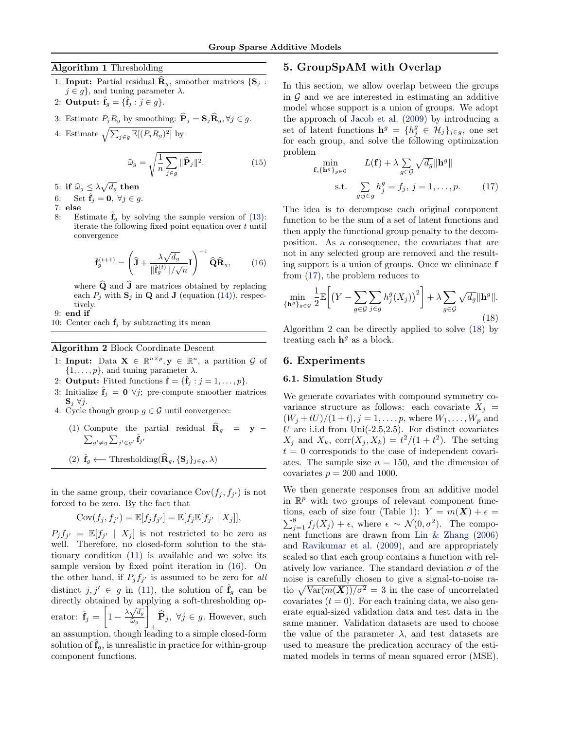**Algorithm 1** Thresholding

1: **Input:** Partial residual $\widehat{\mathbf{R}}_g$, smoother matrices $\{\mathbf{S}_j : j \in g\}$, and tuning parameter $\lambda$.
2: **Output:** $\hat{\mathbf{f}}_g = \{\hat{\mathbf{f}}_j : j \in g\}$.
3: Estimate $P_j R_g$ by smoothing: $\widehat{\mathbf{P}}_j = \mathbf{S}_j \widehat{\mathbf{R}}_g, \forall j \in g$.
4: Estimate $\sqrt{\sum_{j\in g} \mathbb{E}[(P_j R_g)^2]}$ by

$$\widehat{\omega}_g = \sqrt{\frac{1}{n} \sum_{j \in g} \|\widehat{\mathbf{P}}_j\|^2}. \tag{15}$$

5: **if** $\widehat{\omega}_g \le \lambda\sqrt{d_g}$ **then**
6: Set $\hat{\mathbf{f}}_j = \mathbf{0}$, $\forall j \in g$.
7: **else**
8: Estimate $\hat{\mathbf{f}}_g$ by solving the sample version of (13): iterate the following fixed point equation over $t$ until convergence

$$\hat{\mathbf{f}}_g^{(t+1)} = \left( \widehat{\mathbf{J}} + \frac{\lambda\sqrt{d_g}}{\|\hat{\mathbf{f}}_g^{(t)}\|/\sqrt{n}} \mathbf{I} \right)^{-1} \widehat{\mathbf{Q}} \widehat{\mathbf{R}}_g, \tag{16}$$

where $\widehat{\mathbf{Q}}$ and $\widehat{\mathbf{J}}$ are matrices obtained by replacing each $P_j$ with $\mathbf{S}_j$ in $\mathbf{Q}$ and $\mathbf{J}$ (equation (14)), respectively.
9: **end if**
10: Center each $\hat{\mathbf{f}}_j$ by subtracting its mean

**Algorithm 2** Block Coordinate Descent

1: **Input:** Data $\mathbf{X} \in \mathbb{R}^{n\times p}, \mathbf{y} \in \mathbb{R}^n$, a partition $\mathcal{G}$ of $\{1, \ldots, p\}$, and tuning parameter $\lambda$.
2: **Output:** Fitted functions $\hat{\mathbf{f}} = \{\hat{\mathbf{f}}_j : j = 1, \ldots, p\}$.
3: Initialize $\hat{\mathbf{f}}_j = \mathbf{0}$ $\forall j$; pre-compute smoother matrices $\mathbf{S}_j$ $\forall j$.
4: Cycle though group $g \in \mathcal{G}$ until convergence:
  (1) Compute the partial residual $\widehat{\mathbf{R}}_g = \mathbf{y} - \sum_{g' \neq g} \sum_{j' \in g'} \hat{\mathbf{f}}_{j'}$
  (2) $\hat{\mathbf{f}}_g \longleftarrow$ Thresholding$(\widehat{\mathbf{R}}_g, \{\mathbf{S}_j\}_{j\in g}, \lambda)$

in the same group, their covariance $\mathrm{Cov}(f_j, f_{j'})$ is not forced to be zero. By the fact that

$$\mathrm{Cov}(f_j, f_{j'}) = \mathbb{E}[f_j f_{j'}] = \mathbb{E}[f_j \mathbb{E}[f_{j'} \mid X_j]],$$

$P_j f_{j'} = \mathbb{E}[f_{j'} \mid X_j]$ is not restricted to be zero as well. Therefore, no closed-form solution to the stationary condition (11) is available and we solve its sample version by fixed point iteration in (16). On the other hand, if $P_j f_{j'}$ is assumed to be zero for *all* distinct $j, j' \in g$ in (11), the solution of $\hat{\mathbf{f}}_g$ can be directly obtained by applying a soft-thresholding operator: $\hat{\mathbf{f}}_j = \left[1 - \frac{\lambda\sqrt{d_g}}{\widehat{\omega}_g}\right]_+ \widehat{\mathbf{P}}_j$, $\forall j \in g$. However, such an assumption, though leading to a simple closed-form solution of $\hat{\mathbf{f}}_g$, is unrealistic in practice for within-group component functions.

## 5. GroupSpAM with Overlap

In this section, we allow overlap between the groups in $\mathcal{G}$ and we are interested in estimating an additive model whose support is a union of groups. We adopt the approach of Jacob et al. (2009) by introducing a set of latent functions $\mathbf{h}^g = \{h_j^g \in \mathcal{H}_j\}_{j\in g}$, one set for each group, and solve the following optimization problem

$$\min_{\mathbf{f}, \{\mathbf{h}^g\}_{g\in\mathcal{G}}} \quad L(\mathbf{f}) + \lambda \sum_{g\in\mathcal{G}} \sqrt{d_g} \|\mathbf{h}^g\|$$
$$\text{s.t.} \quad \sum_{g: j \in g} h_j^g = f_j, \, j = 1, \ldots, p. \tag{17}$$

The idea is to decompose each original component function to be the sum of a set of latent functions and then apply the functional group penalty to the decomposition. As a consequence, the covariates that are not in any selected group are removed and the resulting support is a union of groups. Once we eliminate $\mathbf{f}$ from (17), the problem reduces to

$$\min_{\{\mathbf{h}^g\}_{g\in\mathcal{G}}} \frac{1}{2} \mathbb{E}\bigg[ \big( Y - \sum_{g\in\mathcal{G}} \sum_{j \in g} h_j^g(X_j) \big)^2 \bigg] + \lambda \sum_{g\in\mathcal{G}} \sqrt{d_g} \|\mathbf{h}^g\|. \tag{18}$$

Algorithm 2 can be directly applied to solve (18) by treating each $\mathbf{h}^g$ as a block.

## 6. Experiments

### 6.1. Simulation Study

We generate covariates with compound symmetry covariance structure as follows: each covariate $X_j = (W_j + tU)/(1+t), j = 1, \ldots, p$, where $W_1, \ldots, W_p$ and $U$ are i.i.d from Uni(-2.5,2.5). For distinct covariates $X_j$ and $X_k$, $\mathrm{corr}(X_j, X_k) = t^2/(1+t^2)$. The setting $t = 0$ corresponds to the case of independent covariates. The sample size $n = 150$, and the dimension of covariates $p = 200$ and 1000.

We then generate responses from an additive model in $\mathbb{R}^p$ with two groups of relevant component functions, each of size four (Table 1): $Y = m(\boldsymbol{X}) + \epsilon = \sum_{j=1}^{8} f_j(X_j) + \epsilon$, where $\epsilon \sim \mathcal{N}(0, \sigma^2)$. The component functions are drawn from Lin & Zhang (2006) and Ravikumar et al. (2009), and are appropriately scaled so that each group contains a function with relatively low variance. The standard deviation $\sigma$ of the noise is carefully chosen to give a signal-to-noise ratio $\sqrt{\mathrm{Var}(m(\boldsymbol{X}))/\sigma^2} = 3$ in the case of uncorrelated covariates ($t = 0$). For each training data, we also generate equal-sized validation data and test data in the same manner. Validation datasets are used to choose the value of the parameter $\lambda$, and test datasets are used to measure the predication accuracy of the estimated models in terms of mean squared error (MSE).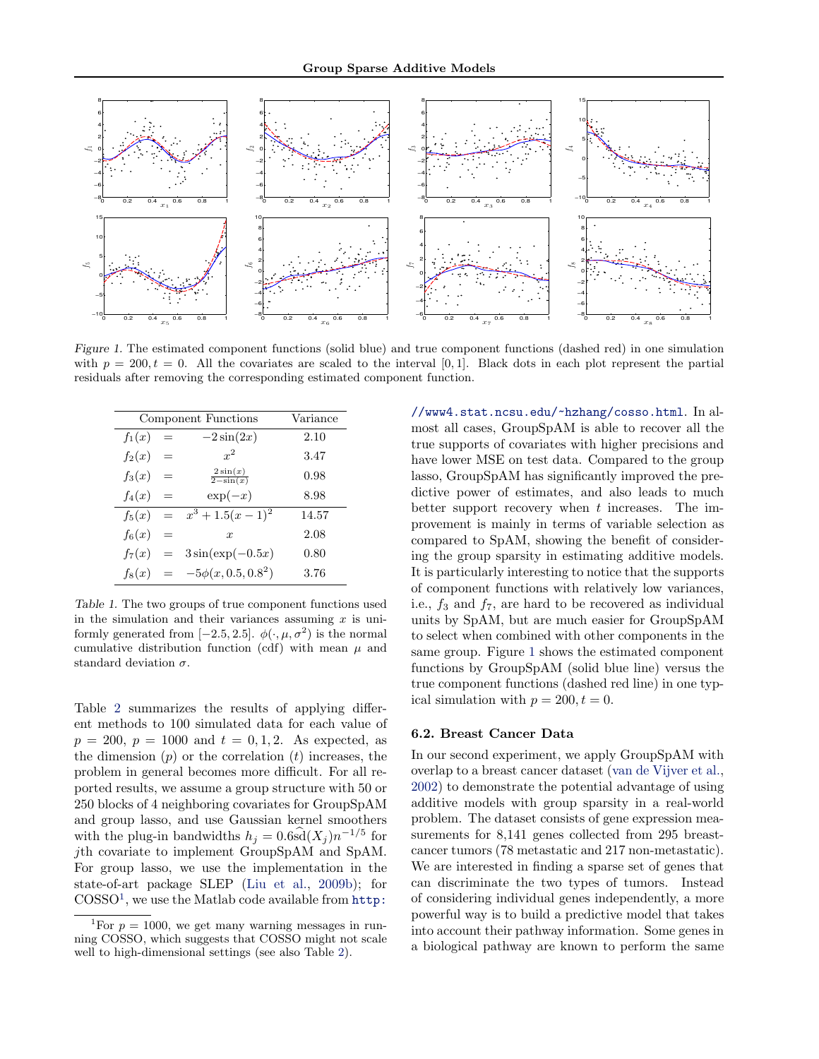Figure 1. The estimated component functions (solid blue) and true component functions (dashed red) in one simulation with $p = 200, t = 0$. All the covariates are scaled to the interval $[0, 1]$. Black dots in each plot represent the partial residuals after removing the corresponding estimated component function.

| Component Functions | | | Variance |
|---|---|---|---|
| $f_1(x)$ | $=$ | $-2\sin(2x)$ | 2.10 |
| $f_2(x)$ | $=$ | $x^2$ | 3.47 |
| $f_3(x)$ | $=$ | $\frac{2\sin(x)}{2-\sin(x)}$ | 0.98 |
| $f_4(x)$ | $=$ | $\exp(-x)$ | 8.98 |
| $f_5(x)$ | $=$ | $x^3 + 1.5(x-1)^2$ | 14.57 |
| $f_6(x)$ | $=$ | $x$ | 2.08 |
| $f_7(x)$ | $=$ | $3\sin(\exp(-0.5x)$ | 0.80 |
| $f_8(x)$ | $=$ | $-5\phi(x, 0.5, 0.8^2)$ | 3.76 |

Table 1. The two groups of true component functions used in the simulation and their variances assuming $x$ is uniformly generated from $[-2.5, 2.5]$. $\phi(\cdot, \mu, \sigma^2)$ is the normal cumulative distribution function (cdf) with mean $\mu$ and standard deviation $\sigma$.

Table 2 summarizes the results of applying different methods to 100 simulated data for each value of $p = 200$, $p = 1000$ and $t = 0, 1, 2$. As expected, as the dimension ($p$) or the correlation ($t$) increases, the problem in general becomes more difficult. For all reported results, we assume a group structure with 50 or 250 blocks of 4 neighboring covariates for GroupSpAM and group lasso, and use Gaussian kernel smoothers with the plug-in bandwidths $h_j = 0.6\widehat{\text{sd}}(X_j)n^{-1/5}$ for $j$th covariate to implement GroupSpAM and SpAM. For group lasso, we use the implementation in the state-of-art package SLEP (Liu et al., 2009b); for COSSO[1], we use the Matlab code available from http://www4.stat.ncsu.edu/~hzhang/cosso.html. In almost all cases, GroupSpAM is able to recover all the true supports of covariates with higher precisions and have lower MSE on test data. Compared to the group lasso, GroupSpAM has significantly improved the predictive power of estimates, and also leads to much better support recovery when $t$ increases. The improvement is mainly in terms of variable selection as compared to SpAM, showing the benefit of considering the group sparsity in estimating additive models. It is particularly interesting to notice that the supports of component functions with relatively low variances, i.e., $f_3$ and $f_7$, are hard to be recovered as individual units by SpAM, but are much easier for GroupSpAM to select when combined with other components in the same group. Figure 1 shows the estimated component functions by GroupSpAM (solid blue line) versus the true component functions (dashed red line) in one typical simulation with $p = 200, t = 0$.

[1]For $p = 1000$, we get many warning messages in running COSSO, which suggests that COSSO might not scale well to high-dimensional settings (see also Table 2).

### 6.2. Breast Cancer Data

In our second experiment, we apply GroupSpAM with overlap to a breast cancer dataset (van de Vijver et al., 2002) to demonstrate the potential advantage of using additive models with group sparsity in a real-world problem. The dataset consists of gene expression measurements for 8,141 genes collected from 295 breast-cancer tumors (78 metastatic and 217 non-metastatic). We are interested in finding a sparse set of genes that can discriminate the two types of tumors. Instead of considering individual genes independently, a more powerful way is to build a predictive model that takes into account their pathway information. Some genes in a biological pathway are known to perform the same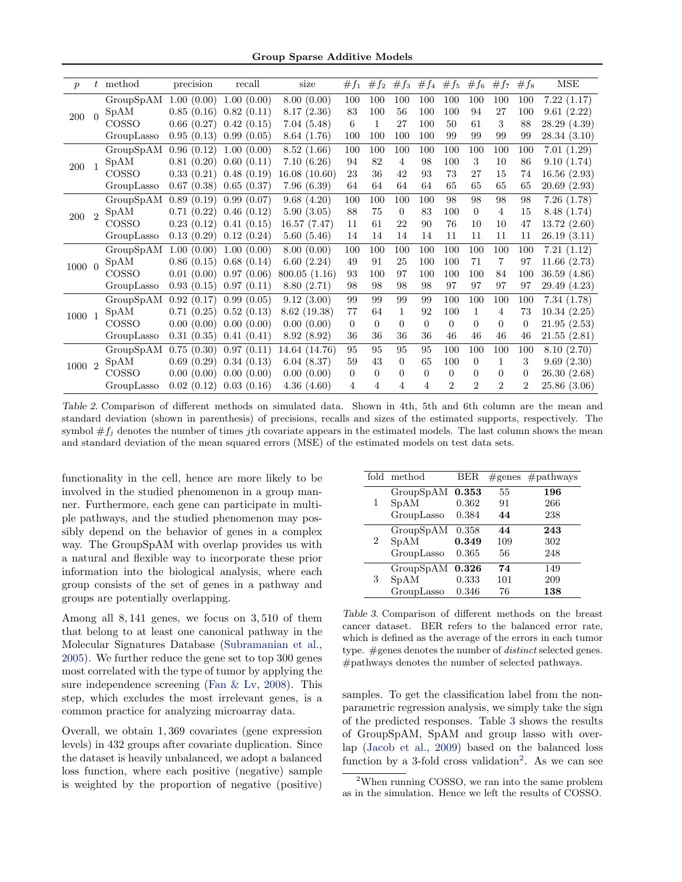| $p$ | $t$ | method | precision | recall | size | $\#f_1$ | $\#f_2$ | $\#f_3$ | $\#f_4$ | $\#f_5$ | $\#f_6$ | $\#f_7$ | $\#f_8$ | MSE |
|---|---|---|---|---|---|---|---|---|---|---|---|---|---|---|
| 200 | 0 | GroupSpAM | 1.00 (0.00) | 1.00 (0.00) | 8.00 (0.00) | 100 | 100 | 100 | 100 | 100 | 100 | 100 | 100 | 7.22 (1.17) |
| | | SpAM | 0.85 (0.16) | 0.82 (0.11) | 8.17 (2.36) | 83 | 100 | 56 | 100 | 100 | 94 | 27 | 100 | 9.61 (2.22) |
| | | COSSO | 0.66 (0.27) | 0.42 (0.15) | 7.04 (5.48) | 6 | 1 | 27 | 100 | 50 | 61 | 3 | 88 | 28.29 (4.39) |
| | | GroupLasso | 0.95 (0.13) | 0.99 (0.05) | 8.64 (1.76) | 100 | 100 | 100 | 100 | 99 | 99 | 99 | 99 | 28.34 (3.10) |
| 200 | 1 | GroupSpAM | 0.96 (0.12) | 1.00 (0.00) | 8.52 (1.66) | 100 | 100 | 100 | 100 | 100 | 100 | 100 | 100 | 7.01 (1.29) |
| | | SpAM | 0.81 (0.20) | 0.60 (0.11) | 7.10 (6.26) | 94 | 82 | 4 | 98 | 100 | 3 | 10 | 86 | 9.10 (1.74) |
| | | COSSO | 0.33 (0.21) | 0.48 (0.19) | 16.08 (10.60) | 23 | 36 | 42 | 93 | 73 | 27 | 15 | 74 | 16.56 (2.93) |
| | | GroupLasso | 0.67 (0.38) | 0.65 (0.37) | 7.96 (6.39) | 64 | 64 | 64 | 64 | 65 | 65 | 65 | 65 | 20.69 (2.93) |
| 200 | 2 | GroupSpAM | 0.89 (0.19) | 0.99 (0.07) | 9.68 (4.20) | 100 | 100 | 100 | 100 | 98 | 98 | 98 | 98 | 7.26 (1.78) |
| | | SpAM | 0.71 (0.22) | 0.46 (0.12) | 5.90 (3.05) | 88 | 75 | 0 | 83 | 100 | 0 | 4 | 15 | 8.48 (1.74) |
| | | COSSO | 0.23 (0.12) | 0.41 (0.15) | 16.57 (7.47) | 11 | 61 | 22 | 90 | 76 | 10 | 10 | 47 | 13.72 (2.60) |
| | | GroupLasso | 0.13 (0.29) | 0.12 (0.24) | 5.60 (5.46) | 14 | 14 | 14 | 14 | 11 | 11 | 11 | 11 | 26.19 (3.11) |
| 1000 | 0 | GroupSpAM | 1.00 (0.00) | 1.00 (0.00) | 8.00 (0.00) | 100 | 100 | 100 | 100 | 100 | 100 | 100 | 100 | 7.21 (1.12) |
| | | SpAM | 0.86 (0.15) | 0.68 (0.14) | 6.60 (2.24) | 49 | 91 | 25 | 100 | 100 | 71 | 7 | 97 | 11.66 (2.73) |
| | | COSSO | 0.01 (0.00) | 0.97 (0.06) | 800.05 (1.16) | 93 | 100 | 97 | 100 | 100 | 100 | 84 | 100 | 36.59 (4.86) |
| | | GroupLasso | 0.93 (0.15) | 0.97 (0.11) | 8.80 (2.71) | 98 | 98 | 98 | 98 | 97 | 97 | 97 | 97 | 29.49 (4.23) |
| 1000 | 1 | GroupSpAM | 0.92 (0.17) | 0.99 (0.05) | 9.12 (3.00) | 99 | 99 | 99 | 99 | 100 | 100 | 100 | 100 | 7.34 (1.78) |
| | | SpAM | 0.71 (0.25) | 0.52 (0.13) | 8.62 (19.38) | 77 | 64 | 1 | 92 | 100 | 1 | 4 | 73 | 10.34 (2.25) |
| | | COSSO | 0.00 (0.00) | 0.00 (0.00) | 0.00 (0.00) | 0 | 0 | 0 | 0 | 0 | 0 | 0 | 0 | 21.95 (2.53) |
| | | GroupLasso | 0.31 (0.35) | 0.41 (0.41) | 8.92 (8.92) | 36 | 36 | 36 | 36 | 46 | 46 | 46 | 46 | 21.55 (2.81) |
| 1000 | 2 | GroupSpAM | 0.75 (0.30) | 0.97 (0.11) | 14.64 (14.76) | 95 | 95 | 95 | 95 | 100 | 100 | 100 | 100 | 8.10 (2.70) |
| | | SpAM | 0.69 (0.29) | 0.34 (0.13) | 6.04 (8.37) | 59 | 43 | 0 | 65 | 100 | 0 | 1 | 3 | 9.69 (2.30) |
| | | COSSO | 0.00 (0.00) | 0.00 (0.00) | 0.00 (0.00) | 0 | 0 | 0 | 0 | 0 | 0 | 0 | 0 | 26.30 (2.68) |
| | | GroupLasso | 0.02 (0.12) | 0.03 (0.16) | 4.36 (4.60) | 4 | 4 | 4 | 4 | 2 | 2 | 2 | 2 | 25.86 (3.06) |

*Table 2.* Comparison of different methods on simulated data. Shown in 4th, 5th and 6th column are the mean and standard deviation (shown in parenthesis) of precisions, recalls and sizes of the estimated supports, respectively. The symbol $\#f_j$ denotes the number of times $j$th covariate appears in the estimated models. The last column shows the mean and standard deviation of the mean squared errors (MSE) of the estimated models on test data sets.

functionality in the cell, hence are more likely to be involved in the studied phenomenon in a group manner. Furthermore, each gene can participate in multiple pathways, and the studied phenomenon may possibly depend on the behavior of genes in a complex way. The GroupSpAM with overlap provides us with a natural and flexible way to incorporate these prior information into the biological analysis, where each group consists of the set of genes in a pathway and groups are potentially overlapping.

Among all 8,141 genes, we focus on 3,510 of them that belong to at least one canonical pathway in the Molecular Signatures Database (Subramanian et al., 2005). We further reduce the gene set to top 300 genes most correlated with the type of tumor by applying the sure independence screening (Fan & Lv, 2008). This step, which excludes the most irrelevant genes, is a common practice for analyzing microarray data.

Overall, we obtain 1,369 covariates (gene expression levels) in 432 groups after covariate duplication. Since the dataset is heavily unbalanced, we adopt a balanced loss function, where each positive (negative) sample is weighted by the proportion of negative (positive) samples. To get the classification label from the nonparametric regression analysis, we simply take the sign of the predicted responses. Table 3 shows the results of GroupSpAM, SpAM and group lasso with overlap (Jacob et al., 2009) based on the balanced loss function by a 3-fold cross validation[2]. As we can see

| fold | method | BER | #genes | #pathways |
|---|---|---|---|---|
| 1 | GroupSpAM | **0.353** | 55 | **196** |
| | SpAM | 0.362 | 91 | 266 |
| | GroupLasso | 0.384 | **44** | 238 |
| 2 | GroupSpAM | 0.358 | **44** | **243** |
| | SpAM | **0.349** | 109 | 302 |
| | GroupLasso | 0.365 | 56 | 248 |
| 3 | GroupSpAM | **0.326** | **74** | 149 |
| | SpAM | 0.333 | 101 | 209 |
| | GroupLasso | 0.346 | 76 | **138** |

*Table 3.* Comparison of different methods on the breast cancer dataset. BER refers to the balanced error rate, which is defined as the average of the errors in each tumor type. #genes denotes the number of *distinct* selected genes. #pathways denotes the number of selected pathways.

[2] When running COSSO, we ran into the same problem as in the simulation. Hence we left the results of COSSO.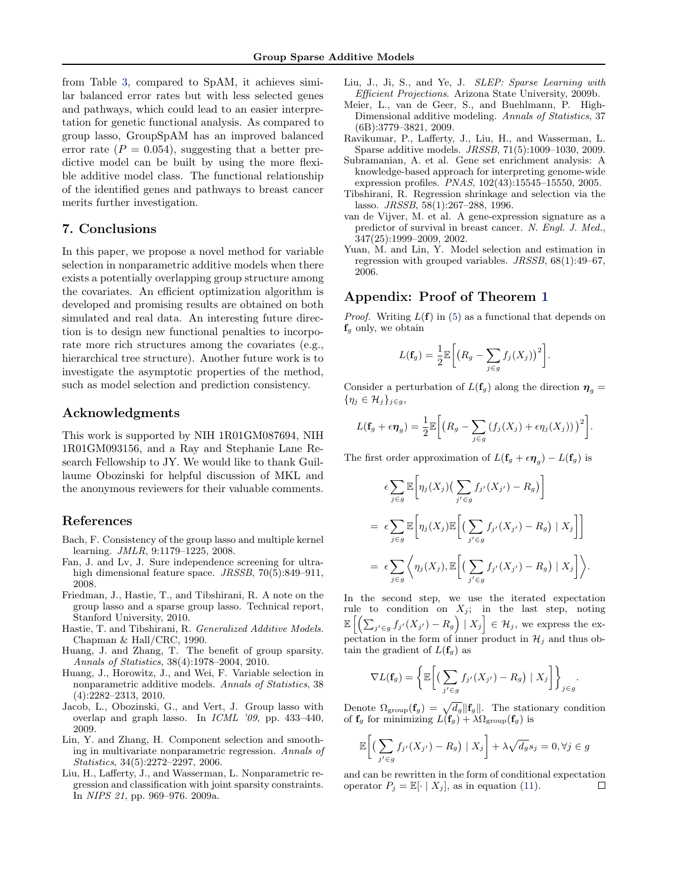from Table 3, compared to SpAM, it achieves similar balanced error rates but with less selected genes and pathways, which could lead to an easier interpretation for genetic functional analysis. As compared to group lasso, GroupSpAM has an improved balanced error rate ($P = 0.054$), suggesting that a better predictive model can be built by using the more flexible additive model class. The functional relationship of the identified genes and pathways to breast cancer merits further investigation.

## 7. Conclusions

In this paper, we propose a novel method for variable selection in nonparametric additive models when there exists a potentially overlapping group structure among the covariates. An efficient optimization algorithm is developed and promising results are obtained on both simulated and real data. An interesting future direction is to design new functional penalties to incorporate more rich structures among the covariates (e.g., hierarchical tree structure). Another future work is to investigate the asymptotic properties of the method, such as model selection and prediction consistency.

## Acknowledgments

This work is supported by NIH 1R01GM087694, NIH 1R01GM093156, and a Ray and Stephanie Lane Research Fellowship to JY. We would like to thank Guillaume Obozinski for helpful discussion of MKL and the anonymous reviewers for their valuable comments.

## References

Bach, F. Consistency of the group lasso and multiple kernel learning. *JMLR*, 9:1179–1225, 2008.

Fan, J. and Lv, J. Sure independence screening for ultrahigh dimensional feature space. *JRSSB*, 70(5):849–911, 2008.

Friedman, J., Hastie, T., and Tibshirani, R. A note on the group lasso and a sparse group lasso. Technical report, Stanford University, 2010.

Hastie, T. and Tibshirani, R. *Generalized Additive Models*. Chapman & Hall/CRC, 1990.

Huang, J. and Zhang, T. The benefit of group sparsity. *Annals of Statistics*, 38(4):1978–2004, 2010.

Huang, J., Horowitz, J., and Wei, F. Variable selection in nonparametric additive models. *Annals of Statistics*, 38 (4):2282–2313, 2010.

Jacob, L., Obozinski, G., and Vert, J. Group lasso with overlap and graph lasso. In *ICML '09*, pp. 433–440, 2009.

Lin, Y. and Zhang, H. Component selection and smoothing in multivariate nonparametric regression. *Annals of Statistics*, 34(5):2272–2297, 2006.

Liu, H., Lafferty, J., and Wasserman, L. Nonparametric regression and classification with joint sparsity constraints. In *NIPS 21*, pp. 969–976. 2009a.

Liu, J., Ji, S., and Ye, J. *SLEP: Sparse Learning with Efficient Projections*. Arizona State University, 2009b.

Meier, L., van de Geer, S., and Buehlmann, P. High-Dimensional additive modeling. *Annals of Statistics*, 37 (6B):3779–3821, 2009.

Ravikumar, P., Lafferty, J., Liu, H., and Wasserman, L. Sparse additive models. *JRSSB*, 71(5):1009–1030, 2009.

Subramanian, A. et al. Gene set enrichment analysis: A knowledge-based approach for interpreting genome-wide expression profiles. *PNAS*, 102(43):15545–15550, 2005.

Tibshirani, R. Regression shrinkage and selection via the lasso. *JRSSB*, 58(1):267–288, 1996.

van de Vijver, M. et al. A gene-expression signature as a predictor of survival in breast cancer. *N. Engl. J. Med.*, 347(25):1999–2009, 2002.

Yuan, M. and Lin, Y. Model selection and estimation in regression with grouped variables. *JRSSB*, 68(1):49–67, 2006.

## Appendix: Proof of Theorem 1

*Proof.* Writing $L(\mathbf{f})$ in (5) as a functional that depends on $\mathbf{f}_g$ only, we obtain

$$L(\mathbf{f}_g) = \frac{1}{2}\mathbb{E}\Big[\big(R_g - \sum_{j \in g} f_j(X_j)\big)^2\Big].$$

Consider a perturbation of $L(\mathbf{f}_g)$ along the direction $\boldsymbol{\eta}_g = \{\eta_j \in \mathcal{H}_j\}_{j \in g}$,

$$L(\mathbf{f}_g + \epsilon\boldsymbol{\eta}_g) = \frac{1}{2}\mathbb{E}\Big[\Big(R_g - \sum_{j \in g}\big(f_j(X_j) + \epsilon\eta_j(X_j)\big)\Big)^2\Big].$$

The first order approximation of $L(\mathbf{f}_g + \epsilon\boldsymbol{\eta}_g) - L(\mathbf{f}_g)$ is

$$\begin{aligned}
&\epsilon \sum_{j \in g} \mathbb{E}\Big[\eta_j(X_j)\big(\sum_{j' \in g} f_{j'}(X_{j'}) - R_g\big)\Big] \\
=\ &\epsilon \sum_{j \in g} \mathbb{E}\Big[\eta_j(X_j)\mathbb{E}\Big[\big(\sum_{j' \in g} f_{j'}(X_{j'}) - R_g\big) \mid X_j\Big]\Big] \\
=\ &\epsilon \sum_{j \in g} \Big\langle \eta_j(X_j), \mathbb{E}\Big[\big(\sum_{j' \in g} f_{j'}(X_{j'}) - R_g\big) \mid X_j\Big]\Big\rangle.
\end{aligned}$$

In the second step, we use the iterated expectation rule to condition on $X_j$; in the last step, noting $\mathbb{E}\Big[\Big(\sum_{j' \in g} f_{j'}(X_{j'}) - R_g\Big) \mid X_j\Big] \in \mathcal{H}_j$, we express the expectation in the form of inner product in $\mathcal{H}_j$ and thus obtain the gradient of $L(\mathbf{f}_g)$ as

$$\nabla L(\mathbf{f}_g) = \Big\{\mathbb{E}\Big[\big(\sum_{j' \in g} f_{j'}(X_{j'}) - R_g\big) \mid X_j\Big]\Big\}_{j \in g}.$$

Denote $\Omega_{\text{group}}(\mathbf{f}_g) = \sqrt{d_g}\|\mathbf{f}_g\|$. The stationary condition of $\mathbf{f}_g$ for minimizing $L(\mathbf{f}_g) + \lambda\Omega_{\text{group}}(\mathbf{f}_g)$ is

$$\mathbb{E}\Big[\big(\sum_{j' \in g} f_{j'}(X_{j'}) - R_g\big) \mid X_j\Big] + \lambda\sqrt{d_g}s_j = 0, \forall j \in g$$

and can be rewritten in the form of conditional expectation operator $P_j = \mathbb{E}[\cdot \mid X_j]$, as in equation (11). □